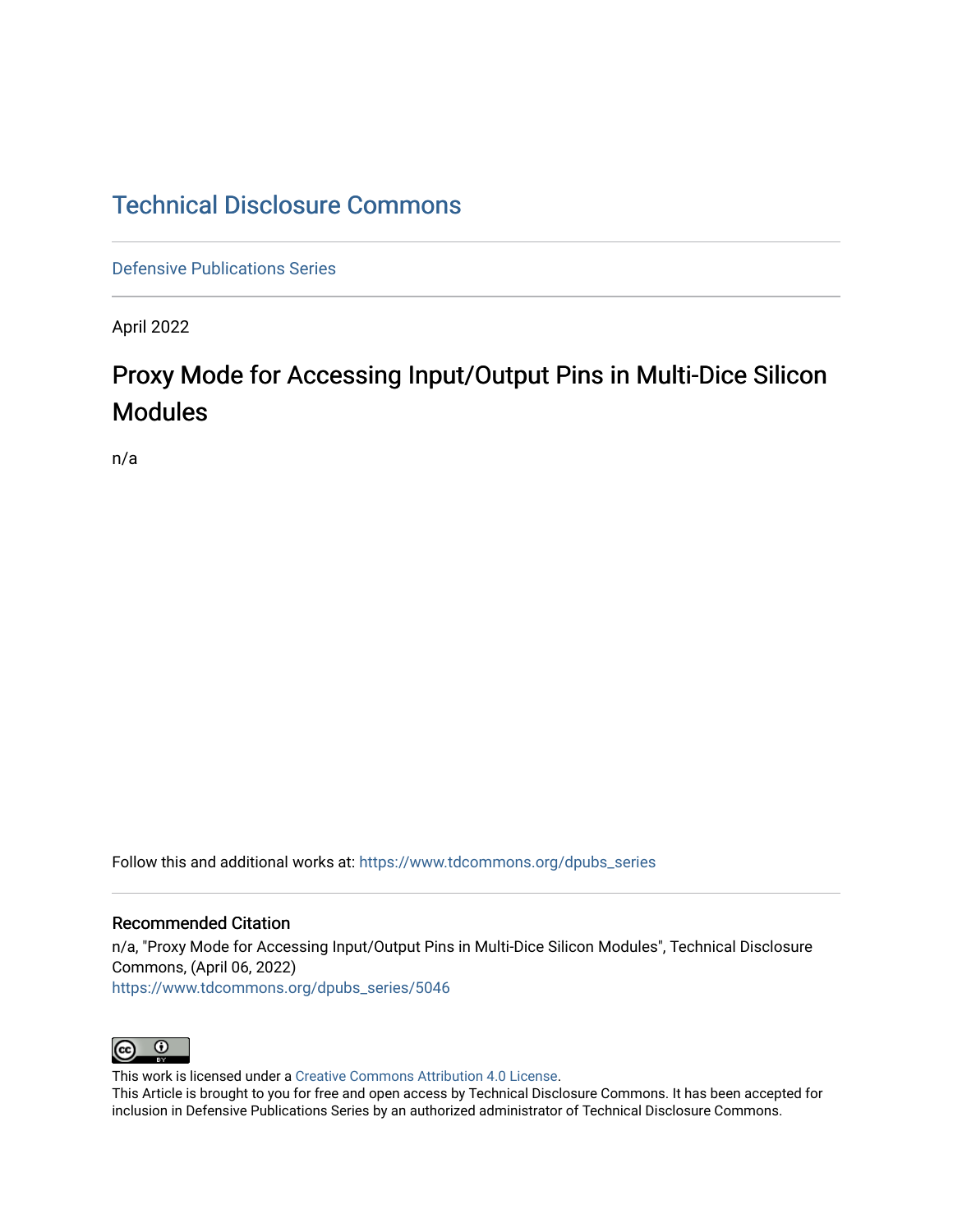# Technical Disclosure Commons

Defensive Publications Series

April 2022

## Proxy Mode for Accessing Input/Output Pins in Multi-Dice Silicon Modules

n/a

Follow this and additional works at: https://www.tdcommons.org/dpubs_series

### Recommended Citation

n/a, "Proxy Mode for Accessing Input/Output Pins in Multi-Dice Silicon Modules", Technical Disclosure Commons, (April 06, 2022)
https://www.tdcommons.org/dpubs_series/5046

This work is licensed under a Creative Commons Attribution 4.0 License.
This Article is brought to you for free and open access by Technical Disclosure Commons. It has been accepted for inclusion in Defensive Publications Series by an authorized administrator of Technical Disclosure Commons.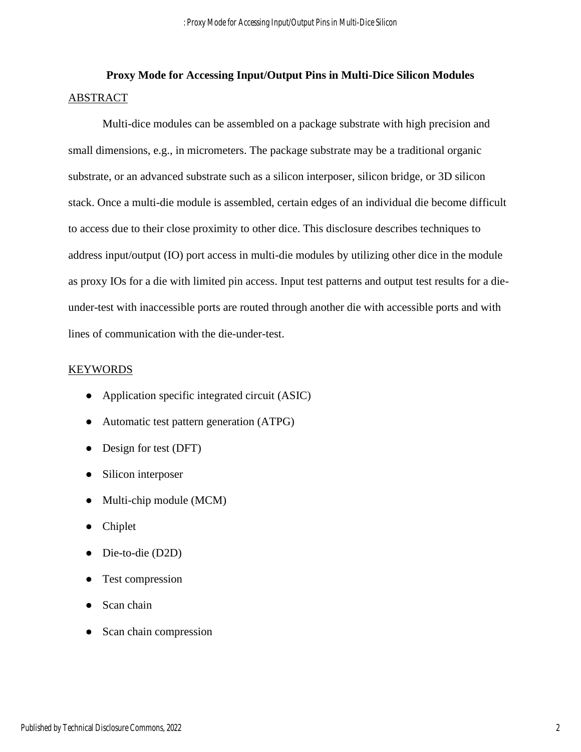# Proxy Mode for Accessing Input/Output Pins in Multi-Dice Silicon Modules

## ABSTRACT

Multi-dice modules can be assembled on a package substrate with high precision and small dimensions, e.g., in micrometers. The package substrate may be a traditional organic substrate, or an advanced substrate such as a silicon interposer, silicon bridge, or 3D silicon stack. Once a multi-die module is assembled, certain edges of an individual die become difficult to access due to their close proximity to other dice. This disclosure describes techniques to address input/output (IO) port access in multi-die modules by utilizing other dice in the module as proxy IOs for a die with limited pin access. Input test patterns and output test results for a die-under-test with inaccessible ports are routed through another die with accessible ports and with lines of communication with the die-under-test.

## KEYWORDS

- Application specific integrated circuit (ASIC)
- Automatic test pattern generation (ATPG)
- Design for test (DFT)
- Silicon interposer
- Multi-chip module (MCM)
- Chiplet
- Die-to-die (D2D)
- Test compression
- Scan chain
- Scan chain compression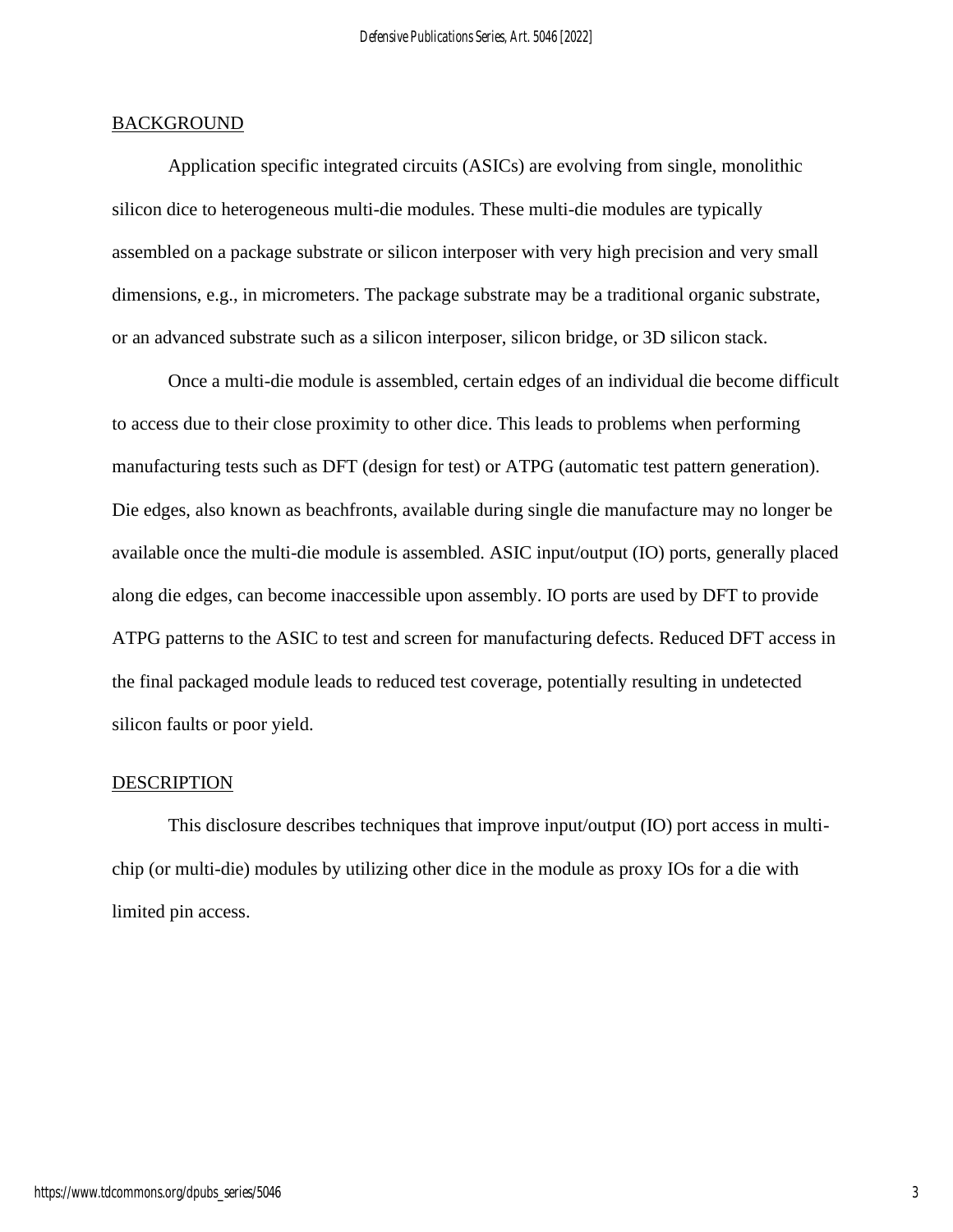## BACKGROUND

Application specific integrated circuits (ASICs) are evolving from single, monolithic silicon dice to heterogeneous multi-die modules. These multi-die modules are typically assembled on a package substrate or silicon interposer with very high precision and very small dimensions, e.g., in micrometers. The package substrate may be a traditional organic substrate, or an advanced substrate such as a silicon interposer, silicon bridge, or 3D silicon stack.

Once a multi-die module is assembled, certain edges of an individual die become difficult to access due to their close proximity to other dice. This leads to problems when performing manufacturing tests such as DFT (design for test) or ATPG (automatic test pattern generation). Die edges, also known as beachfronts, available during single die manufacture may no longer be available once the multi-die module is assembled. ASIC input/output (IO) ports, generally placed along die edges, can become inaccessible upon assembly. IO ports are used by DFT to provide ATPG patterns to the ASIC to test and screen for manufacturing defects. Reduced DFT access in the final packaged module leads to reduced test coverage, potentially resulting in undetected silicon faults or poor yield.

## DESCRIPTION

This disclosure describes techniques that improve input/output (IO) port access in multi-chip (or multi-die) modules by utilizing other dice in the module as proxy IOs for a die with limited pin access.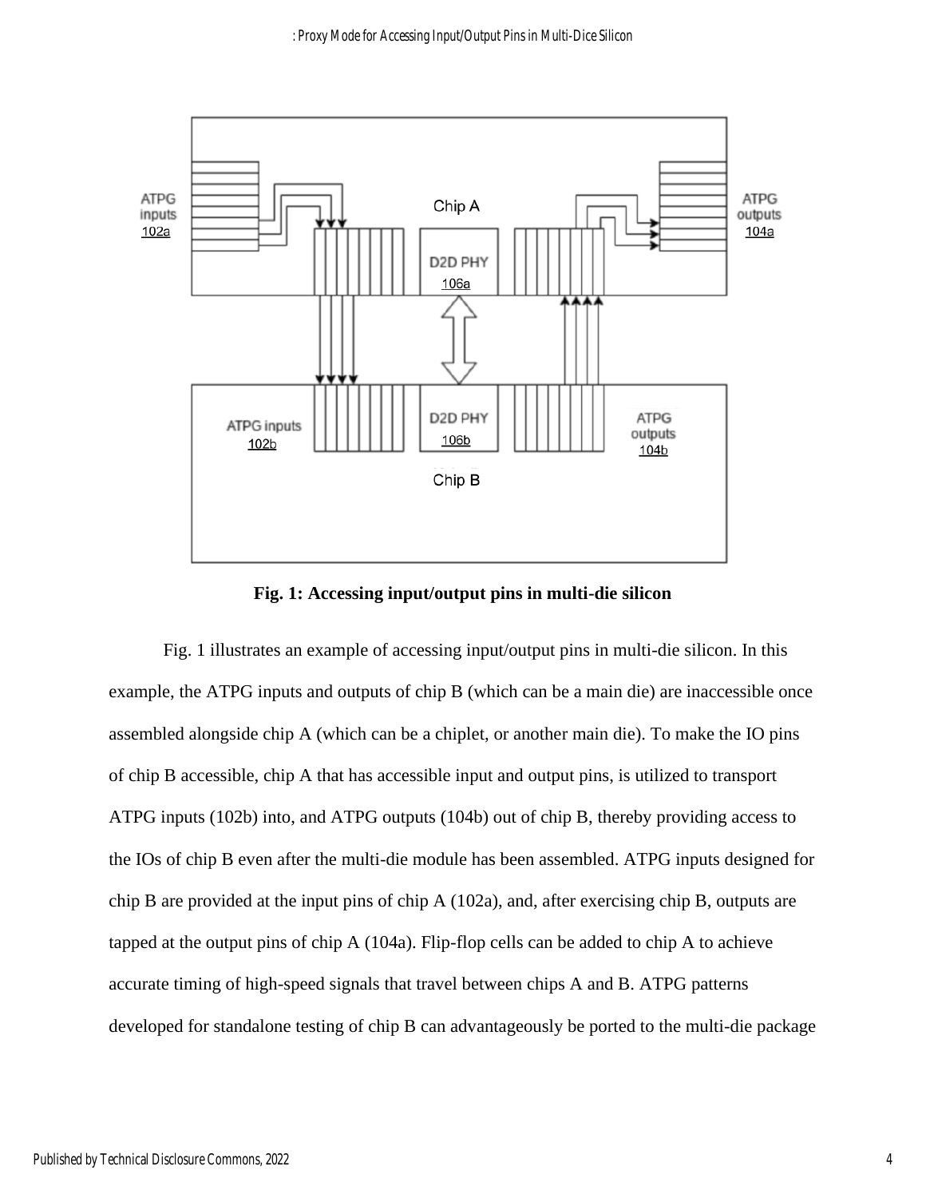**Fig. 1: Accessing input/output pins in multi-die silicon**

Fig. 1 illustrates an example of accessing input/output pins in multi-die silicon. In this example, the ATPG inputs and outputs of chip B (which can be a main die) are inaccessible once assembled alongside chip A (which can be a chiplet, or another main die). To make the IO pins of chip B accessible, chip A that has accessible input and output pins, is utilized to transport ATPG inputs (102b) into, and ATPG outputs (104b) out of chip B, thereby providing access to the IOs of chip B even after the multi-die module has been assembled. ATPG inputs designed for chip B are provided at the input pins of chip A (102a), and, after exercising chip B, outputs are tapped at the output pins of chip A (104a). Flip-flop cells can be added to chip A to achieve accurate timing of high-speed signals that travel between chips A and B. ATPG patterns developed for standalone testing of chip B can advantageously be ported to the multi-die package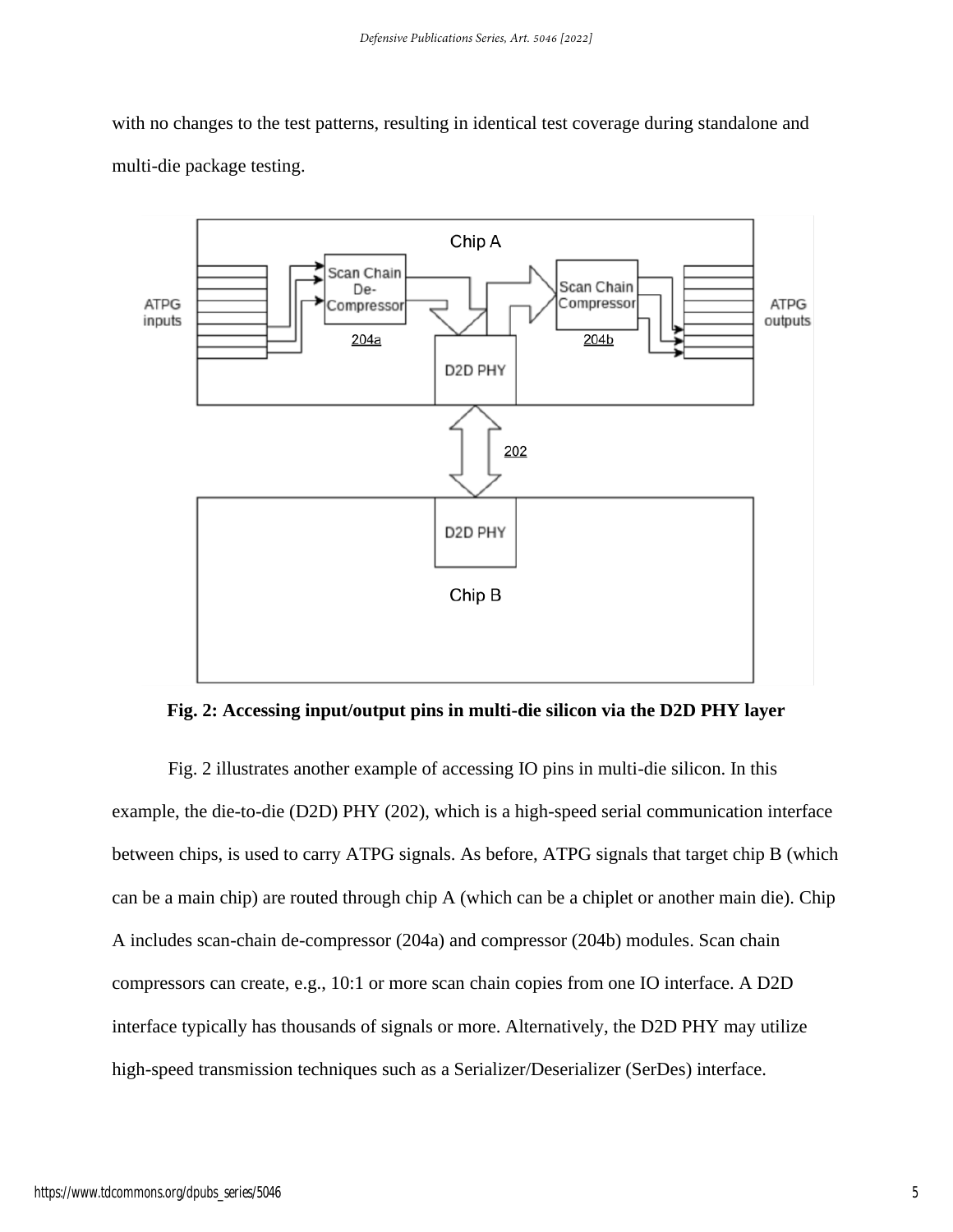with no changes to the test patterns, resulting in identical test coverage during standalone and multi-die package testing.

**Fig. 2: Accessing input/output pins in multi-die silicon via the D2D PHY layer**

Fig. 2 illustrates another example of accessing IO pins in multi-die silicon. In this example, the die-to-die (D2D) PHY (202), which is a high-speed serial communication interface between chips, is used to carry ATPG signals. As before, ATPG signals that target chip B (which can be a main chip) are routed through chip A (which can be a chiplet or another main die). Chip A includes scan-chain de-compressor (204a) and compressor (204b) modules. Scan chain compressors can create, e.g., 10:1 or more scan chain copies from one IO interface. A D2D interface typically has thousands of signals or more. Alternatively, the D2D PHY may utilize high-speed transmission techniques such as a Serializer/Deserializer (SerDes) interface.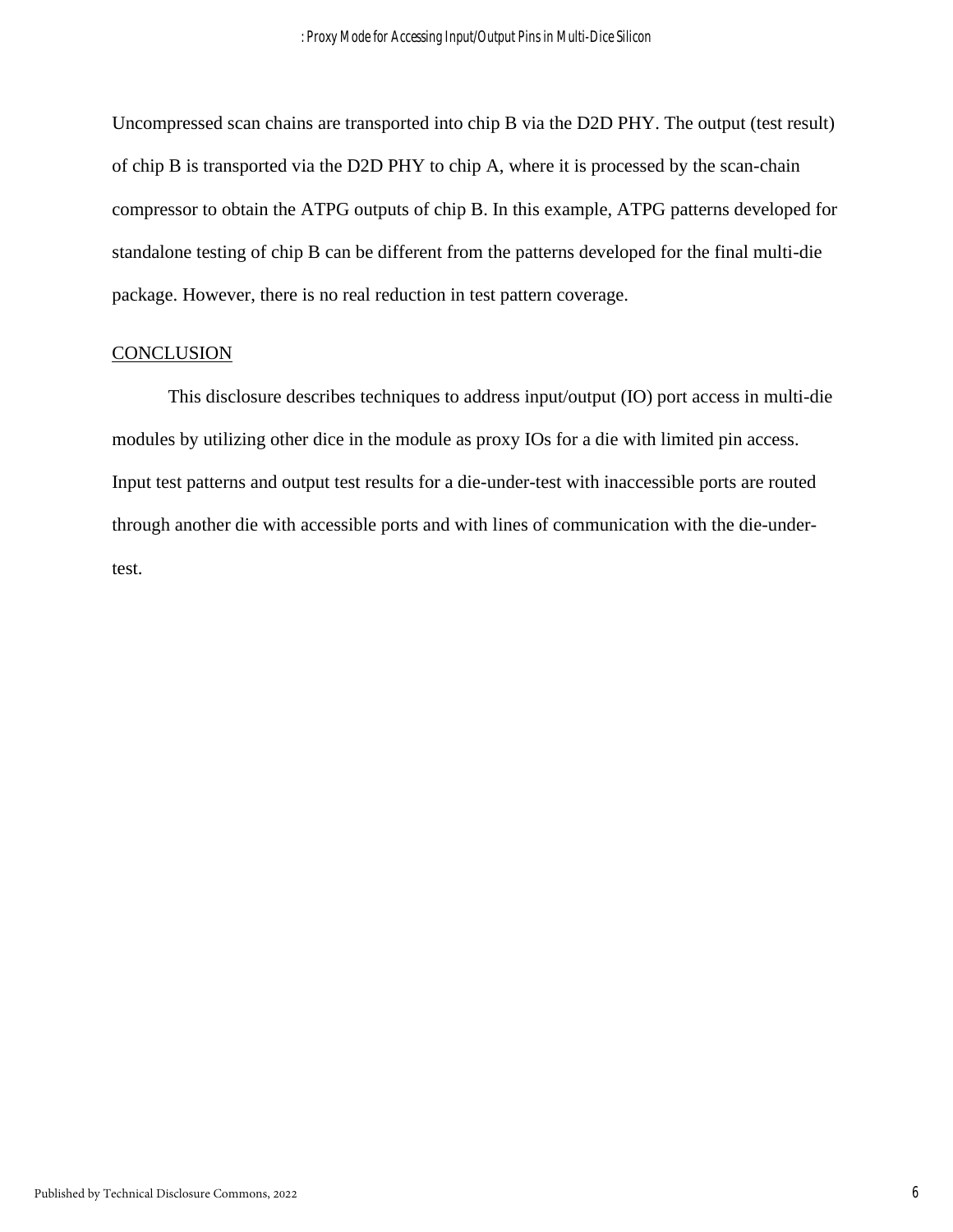Uncompressed scan chains are transported into chip B via the D2D PHY. The output (test result) of chip B is transported via the D2D PHY to chip A, where it is processed by the scan-chain compressor to obtain the ATPG outputs of chip B. In this example, ATPG patterns developed for standalone testing of chip B can be different from the patterns developed for the final multi-die package. However, there is no real reduction in test pattern coverage.

## CONCLUSION

This disclosure describes techniques to address input/output (IO) port access in multi-die modules by utilizing other dice in the module as proxy IOs for a die with limited pin access. Input test patterns and output test results for a die-under-test with inaccessible ports are routed through another die with accessible ports and with lines of communication with the die-under-test.